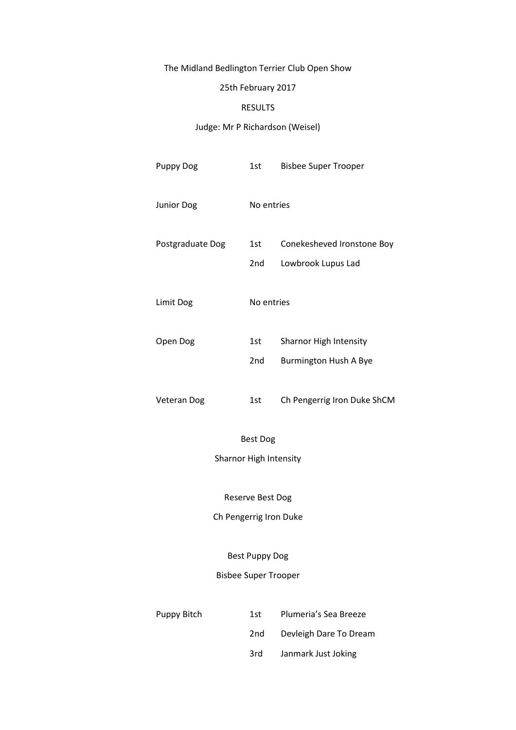# The Midland Bedlington Terrier Club Open Show

25th February 2017

RESULTS

Judge: Mr P Richardson (Weisel)

| Class | Place | Dog |
| --- | --- | --- |
| Puppy Dog | 1st | Bisbee Super Trooper |
| Junior Dog | No entries | |
| Postgraduate Dog | 1st | Conekesheved Ironstone Boy |
| | 2nd | Lowbrook Lupus Lad |
| Limit Dog | No entries | |
| Open Dog | 1st | Sharnor High Intensity |
| | 2nd | Burmington Hush A Bye |
| Veteran Dog | 1st | Ch Pengerrig Iron Duke ShCM |

Best Dog

Sharnor High Intensity

Reserve Best Dog

Ch Pengerrig Iron Duke

Best Puppy Dog

Bisbee Super Trooper

| Class | Place | Dog |
| --- | --- | --- |
| Puppy Bitch | 1st | Plumeria's Sea Breeze |
| | 2nd | Devleigh Dare To Dream |
| | 3rd | Janmark Just Joking |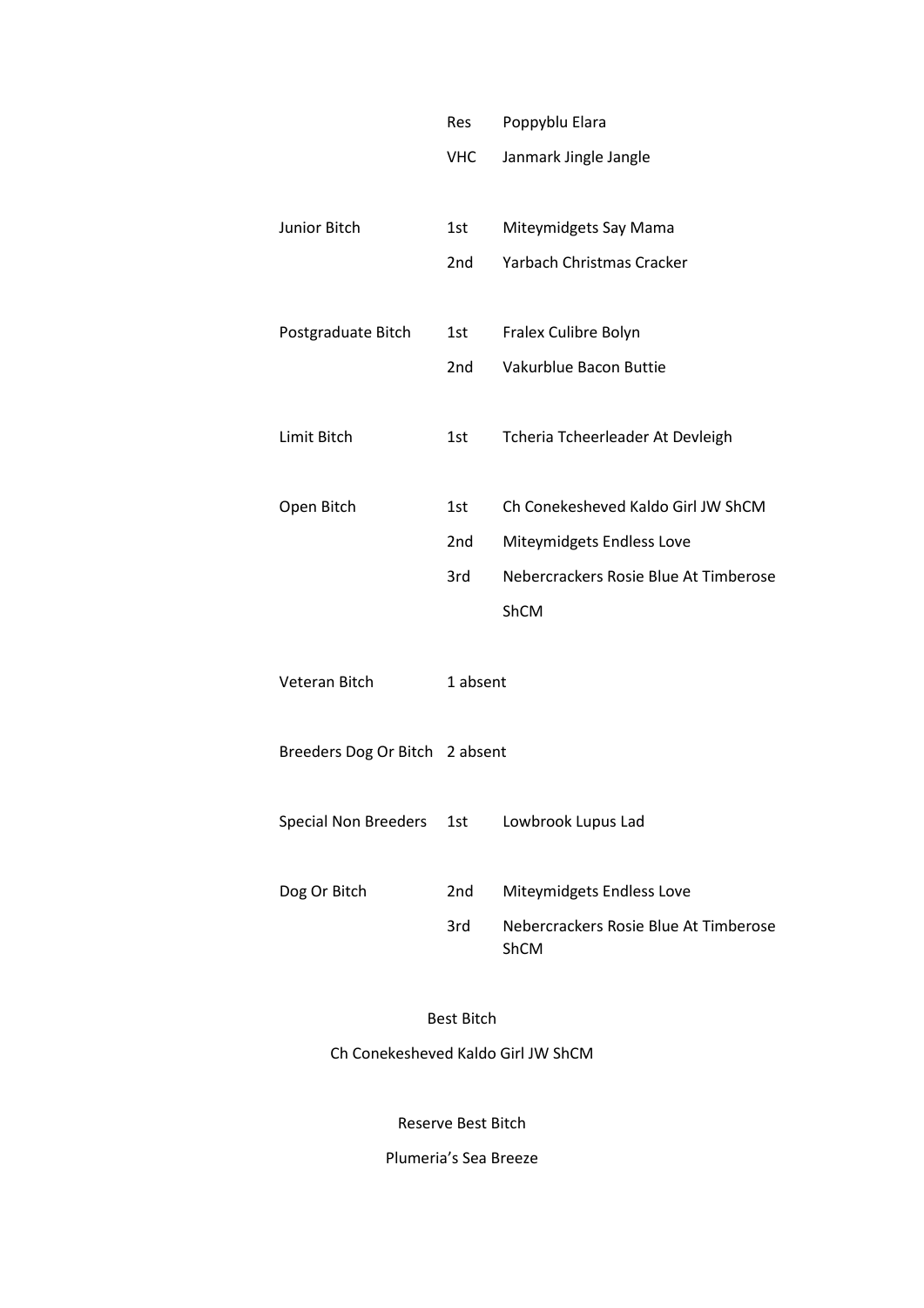| | | |
|---|---|---|
| | Res | Poppyblu Elara |
| | VHC | Janmark Jingle Jangle |
| Junior Bitch | 1st | Miteymidgets Say Mama |
| | 2nd | Yarbach Christmas Cracker |
| Postgraduate Bitch | 1st | Fralex Culibre Bolyn |
| | 2nd | Vakurblue Bacon Buttie |
| Limit Bitch | 1st | Tcheria Tcheerleader At Devleigh |
| Open Bitch | 1st | Ch Conekesheved Kaldo Girl JW ShCM |
| | 2nd | Miteymidgets Endless Love |
| | 3rd | Nebercrackers Rosie Blue At Timberose ShCM |
| Veteran Bitch | 1 absent | |
| Breeders Dog Or Bitch | 2 absent | |
| Special Non Breeders | 1st | Lowbrook Lupus Lad |
| Dog Or Bitch | 2nd | Miteymidgets Endless Love |
| | 3rd | Nebercrackers Rosie Blue At Timberose ShCM |

Best Bitch

Ch Conekesheved Kaldo Girl JW ShCM

Reserve Best Bitch

Plumeria's Sea Breeze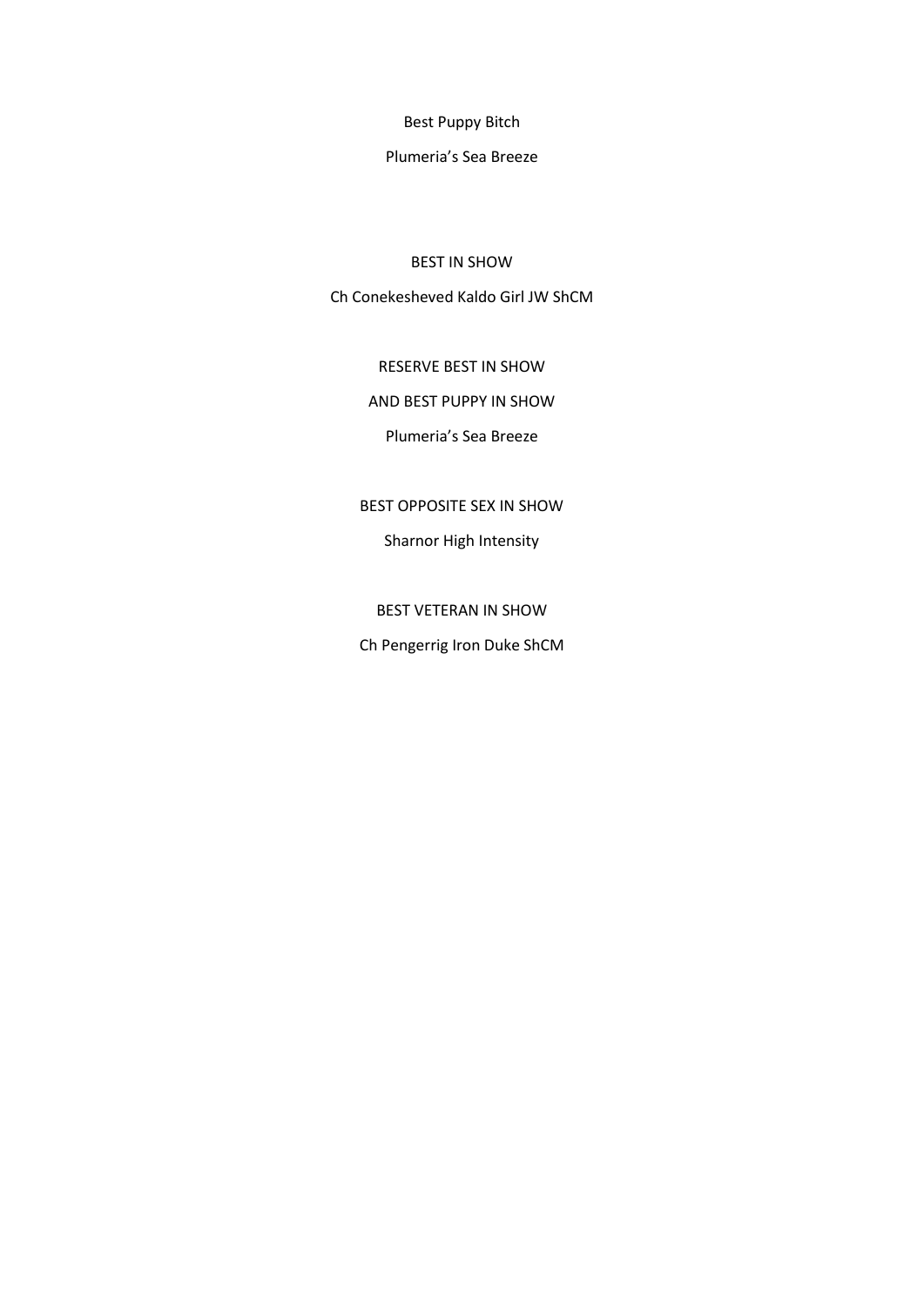Best Puppy Bitch

Plumeria's Sea Breeze

BEST IN SHOW

Ch Conekesheved Kaldo Girl JW ShCM

RESERVE BEST IN SHOW

AND BEST PUPPY IN SHOW

Plumeria's Sea Breeze

BEST OPPOSITE SEX IN SHOW

Sharnor High Intensity

BEST VETERAN IN SHOW

Ch Pengerrig Iron Duke ShCM